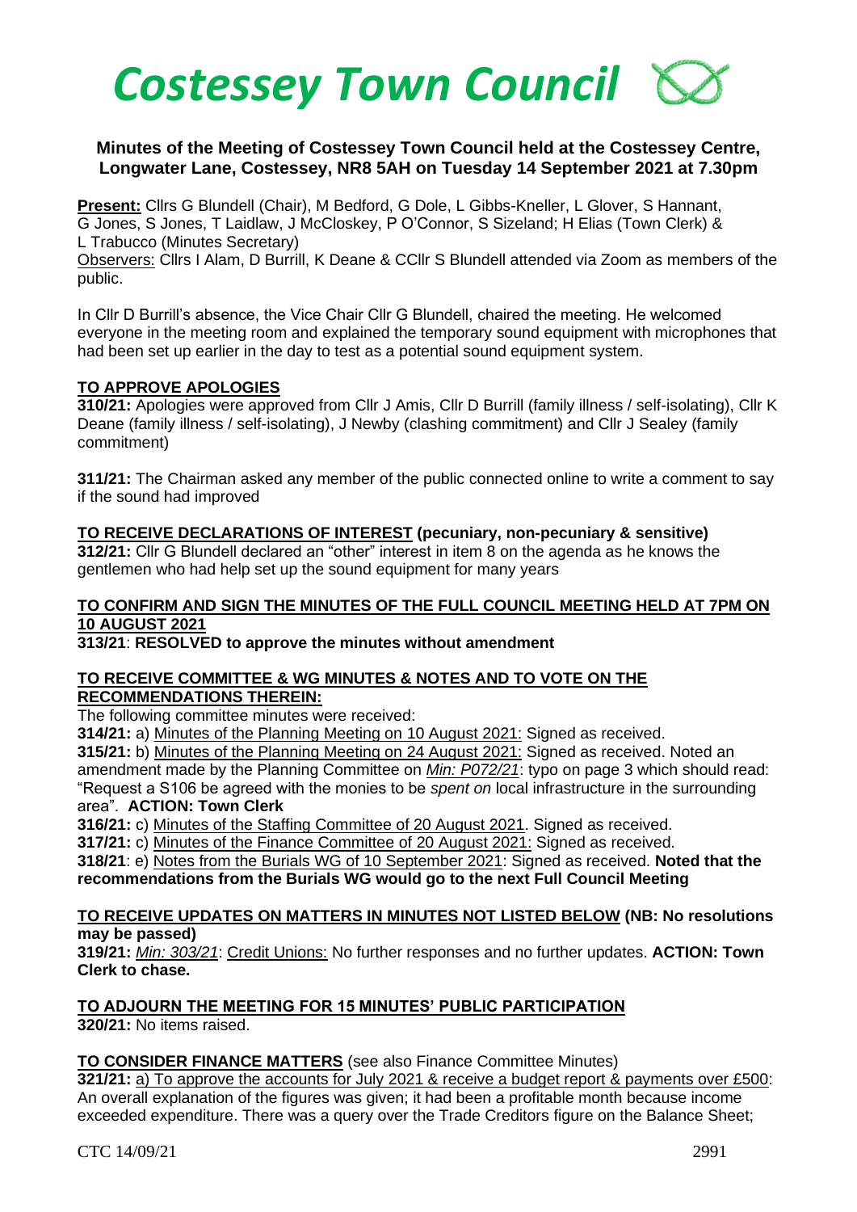# *Costessey Town Council*

**Minutes of the Meeting of Costessey Town Council held at the Costessey Centre, Longwater Lane, Costessey, NR8 5AH on Tuesday 14 September 2021 at 7.30pm**

**Present:** Cllrs G Blundell (Chair), M Bedford, G Dole, L Gibbs-Kneller, L Glover, S Hannant, G Jones, S Jones, T Laidlaw, J McCloskey, P O'Connor, S Sizeland; H Elias (Town Clerk) & L Trabucco (Minutes Secretary)

Observers: Cllrs I Alam, D Burrill, K Deane & CCllr S Blundell attended via Zoom as members of the public.

In Cllr D Burrill's absence, the Vice Chair Cllr G Blundell, chaired the meeting. He welcomed everyone in the meeting room and explained the temporary sound equipment with microphones that had been set up earlier in the day to test as a potential sound equipment system.

**TO APPROVE APOLOGIES**

**310/21:** Apologies were approved from Cllr J Amis, Cllr D Burrill (family illness / self-isolating), Cllr K Deane (family illness / self-isolating), J Newby (clashing commitment) and Cllr J Sealey (family commitment)

**311/21:** The Chairman asked any member of the public connected online to write a comment to say if the sound had improved

**TO RECEIVE DECLARATIONS OF INTEREST (pecuniary, non-pecuniary & sensitive)**

**312/21:** Cllr G Blundell declared an "other" interest in item 8 on the agenda as he knows the gentlemen who had help set up the sound equipment for many years

**TO CONFIRM AND SIGN THE MINUTES OF THE FULL COUNCIL MEETING HELD AT 7PM ON 10 AUGUST 2021**

**313/21**: **RESOLVED to approve the minutes without amendment**

**TO RECEIVE COMMITTEE & WG MINUTES & NOTES AND TO VOTE ON THE RECOMMENDATIONS THEREIN:**

The following committee minutes were received:

**314/21:** a) Minutes of the Planning Meeting on 10 August 2021: Signed as received.

**315/21:** b) Minutes of the Planning Meeting on 24 August 2021: Signed as received. Noted an amendment made by the Planning Committee on *Min: P072/21*: typo on page 3 which should read: "Request a S106 be agreed with the monies to be *spent on* local infrastructure in the surrounding area". **ACTION: Town Clerk**

**316/21:** c) Minutes of the Staffing Committee of 20 August 2021. Signed as received.

**317/21:** c) Minutes of the Finance Committee of 20 August 2021: Signed as received.

**318/21**: e) Notes from the Burials WG of 10 September 2021: Signed as received. **Noted that the recommendations from the Burials WG would go to the next Full Council Meeting**

**TO RECEIVE UPDATES ON MATTERS IN MINUTES NOT LISTED BELOW (NB: No resolutions may be passed)**

**319/21:** *Min: 303/21*: Credit Unions: No further responses and no further updates. **ACTION: Town Clerk to chase.**

**TO ADJOURN THE MEETING FOR 15 MINUTES' PUBLIC PARTICIPATION**

**320/21:** No items raised.

**TO CONSIDER FINANCE MATTERS** (see also Finance Committee Minutes)

**321/21:** a) To approve the accounts for July 2021 & receive a budget report & payments over £500: An overall explanation of the figures was given; it had been a profitable month because income exceeded expenditure. There was a query over the Trade Creditors figure on the Balance Sheet;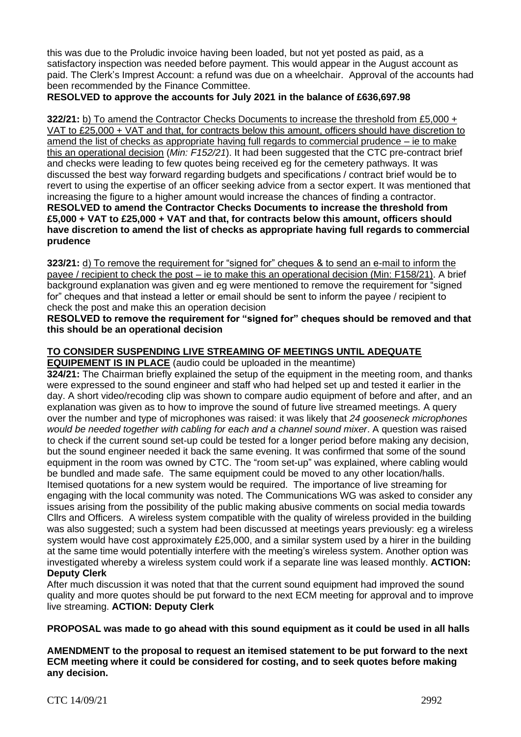this was due to the Proludic invoice having been loaded, but not yet posted as paid, as a satisfactory inspection was needed before payment. This would appear in the August account as paid. The Clerk's Imprest Account: a refund was due on a wheelchair. Approval of the accounts had been recommended by the Finance Committee.

**RESOLVED to approve the accounts for July 2021 in the balance of £636,697.98**

**322/21:** b) To amend the Contractor Checks Documents to increase the threshold from £5,000 + VAT to £25,000 + VAT and that, for contracts below this amount, officers should have discretion to amend the list of checks as appropriate having full regards to commercial prudence – ie to make this an operational decision (*Min: F152/21*). It had been suggested that the CTC pre-contract brief and checks were leading to few quotes being received eg for the cemetery pathways. It was discussed the best way forward regarding budgets and specifications / contract brief would be to revert to using the expertise of an officer seeking advice from a sector expert. It was mentioned that increasing the figure to a higher amount would increase the chances of finding a contractor.

**RESOLVED to amend the Contractor Checks Documents to increase the threshold from £5,000 + VAT to £25,000 + VAT and that, for contracts below this amount, officers should have discretion to amend the list of checks as appropriate having full regards to commercial prudence**

**323/21:** d) To remove the requirement for "signed for" cheques & to send an e-mail to inform the payee / recipient to check the post – ie to make this an operational decision (Min: F158/21). A brief background explanation was given and eg were mentioned to remove the requirement for "signed for" cheques and that instead a letter or email should be sent to inform the payee / recipient to check the post and make this an operation decision

**RESOLVED to remove the requirement for "signed for" cheques should be removed and that this should be an operational decision**

**TO CONSIDER SUSPENDING LIVE STREAMING OF MEETINGS UNTIL ADEQUATE EQUIPEMENT IS IN PLACE** (audio could be uploaded in the meantime)

**324/21:** The Chairman briefly explained the setup of the equipment in the meeting room, and thanks were expressed to the sound engineer and staff who had helped set up and tested it earlier in the day. A short video/recoding clip was shown to compare audio equipment of before and after, and an explanation was given as to how to improve the sound of future live streamed meetings. A query over the number and type of microphones was raised: it was likely that *24 gooseneck microphones would be needed together with cabling for each and a channel sound mixer*. A question was raised to check if the current sound set-up could be tested for a longer period before making any decision, but the sound engineer needed it back the same evening. It was confirmed that some of the sound equipment in the room was owned by CTC. The "room set-up" was explained, where cabling would be bundled and made safe. The same equipment could be moved to any other location/halls. Itemised quotations for a new system would be required. The importance of live streaming for engaging with the local community was noted. The Communications WG was asked to consider any issues arising from the possibility of the public making abusive comments on social media towards Cllrs and Officers. A wireless system compatible with the quality of wireless provided in the building was also suggested; such a system had been discussed at meetings years previously: eg a wireless system would have cost approximately £25,000, and a similar system used by a hirer in the building at the same time would potentially interfere with the meeting's wireless system. Another option was investigated whereby a wireless system could work if a separate line was leased monthly. **ACTION: Deputy Clerk**

After much discussion it was noted that that the current sound equipment had improved the sound quality and more quotes should be put forward to the next ECM meeting for approval and to improve live streaming. **ACTION: Deputy Clerk**

**PROPOSAL was made to go ahead with this sound equipment as it could be used in all halls**

**AMENDMENT to the proposal to request an itemised statement to be put forward to the next ECM meeting where it could be considered for costing, and to seek quotes before making any decision.**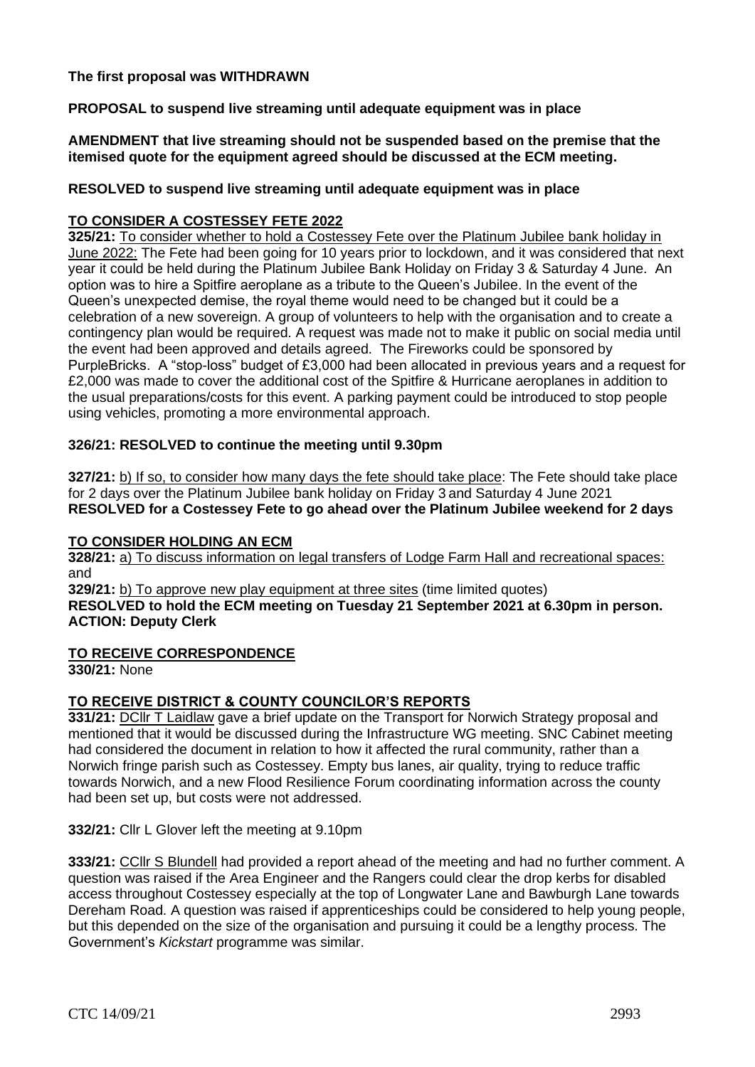**The first proposal was WITHDRAWN**

**PROPOSAL to suspend live streaming until adequate equipment was in place**

**AMENDMENT that live streaming should not be suspended based on the premise that the itemised quote for the equipment agreed should be discussed at the ECM meeting.**

**RESOLVED to suspend live streaming until adequate equipment was in place**

**TO CONSIDER A COSTESSEY FETE 2022**

**325/21:** To consider whether to hold a Costessey Fete over the Platinum Jubilee bank holiday in June 2022: The Fete had been going for 10 years prior to lockdown, and it was considered that next year it could be held during the Platinum Jubilee Bank Holiday on Friday 3 & Saturday 4 June. An option was to hire a Spitfire aeroplane as a tribute to the Queen's Jubilee. In the event of the Queen's unexpected demise, the royal theme would need to be changed but it could be a celebration of a new sovereign. A group of volunteers to help with the organisation and to create a contingency plan would be required. A request was made not to make it public on social media until the event had been approved and details agreed. The Fireworks could be sponsored by PurpleBricks. A "stop-loss" budget of £3,000 had been allocated in previous years and a request for £2,000 was made to cover the additional cost of the Spitfire & Hurricane aeroplanes in addition to the usual preparations/costs for this event. A parking payment could be introduced to stop people using vehicles, promoting a more environmental approach.

**326/21: RESOLVED to continue the meeting until 9.30pm**

**327/21:** b) If so, to consider how many days the fete should take place: The Fete should take place for 2 days over the Platinum Jubilee bank holiday on Friday 3 and Saturday 4 June 2021
**RESOLVED for a Costessey Fete to go ahead over the Platinum Jubilee weekend for 2 days**

**TO CONSIDER HOLDING AN ECM**

**328/21:** a) To discuss information on legal transfers of Lodge Farm Hall and recreational spaces: and

**329/21:** b) To approve new play equipment at three sites (time limited quotes)
**RESOLVED to hold the ECM meeting on Tuesday 21 September 2021 at 6.30pm in person.**
**ACTION: Deputy Clerk**

**TO RECEIVE CORRESPONDENCE**

**330/21:** None

**TO RECEIVE DISTRICT & COUNTY COUNCILOR'S REPORTS**

**331/21:** DCllr T Laidlaw gave a brief update on the Transport for Norwich Strategy proposal and mentioned that it would be discussed during the Infrastructure WG meeting. SNC Cabinet meeting had considered the document in relation to how it affected the rural community, rather than a Norwich fringe parish such as Costessey. Empty bus lanes, air quality, trying to reduce traffic towards Norwich, and a new Flood Resilience Forum coordinating information across the county had been set up, but costs were not addressed.

**332/21:** Cllr L Glover left the meeting at 9.10pm

**333/21:** CCllr S Blundell had provided a report ahead of the meeting and had no further comment. A question was raised if the Area Engineer and the Rangers could clear the drop kerbs for disabled access throughout Costessey especially at the top of Longwater Lane and Bawburgh Lane towards Dereham Road. A question was raised if apprenticeships could be considered to help young people, but this depended on the size of the organisation and pursuing it could be a lengthy process. The Government's *Kickstart* programme was similar.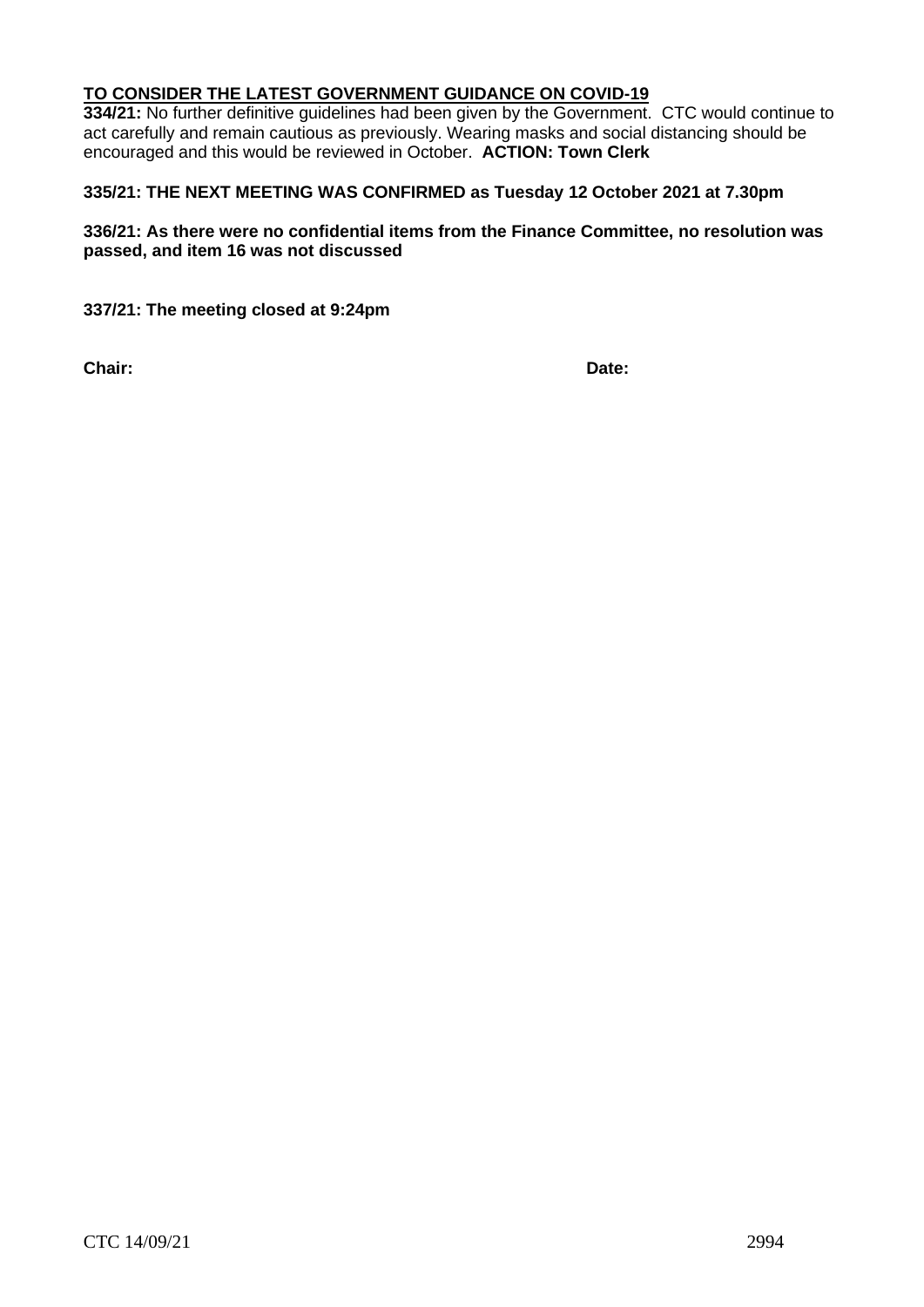**TO CONSIDER THE LATEST GOVERNMENT GUIDANCE ON COVID-19**

**334/21:** No further definitive guidelines had been given by the Government. CTC would continue to act carefully and remain cautious as previously. Wearing masks and social distancing should be encouraged and this would be reviewed in October. **ACTION: Town Clerk**

**335/21: THE NEXT MEETING WAS CONFIRMED as Tuesday 12 October 2021 at 7.30pm**

**336/21: As there were no confidential items from the Finance Committee, no resolution was passed, and item 16 was not discussed**

**337/21: The meeting closed at 9:24pm**

**Chair:** **Date:**